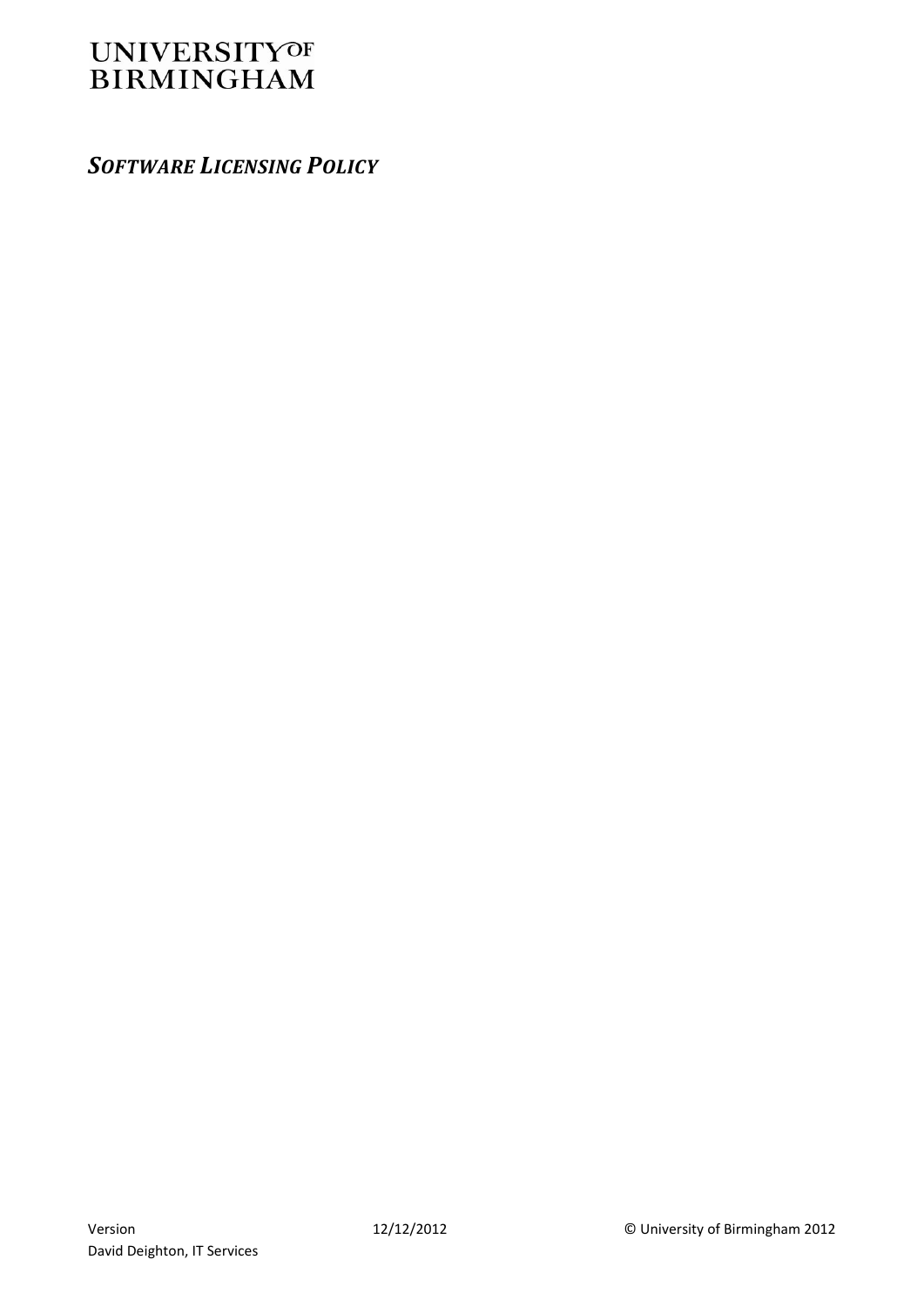UNIVERSITY OF BIRMINGHAM

# *SOFTWARE LICENSING POLICY*

Version 12/12/2012 © University of Birmingham 2012

David Deighton, IT Services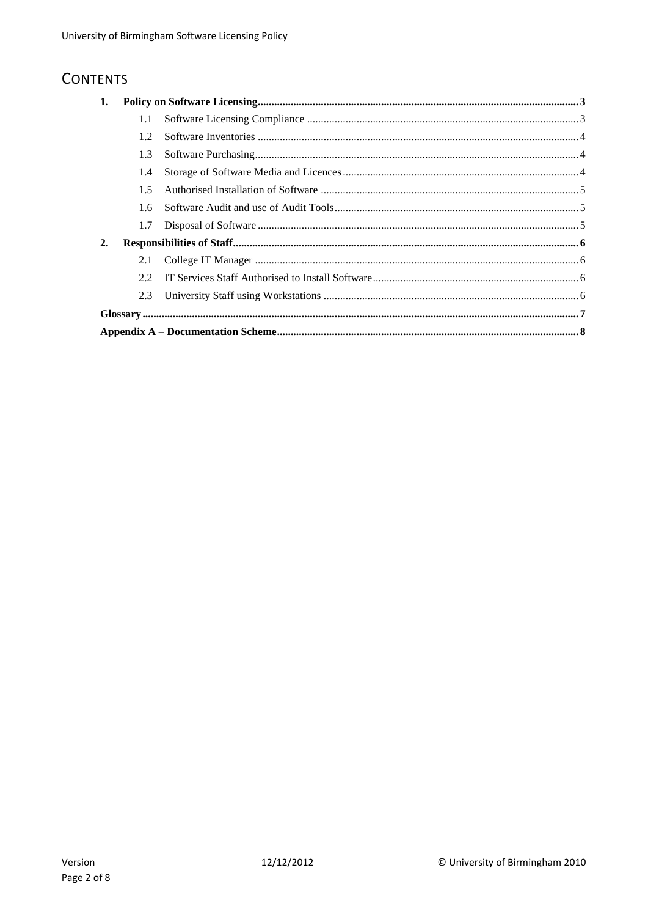# CONTENTS

**1. Policy on Software Licensing ... 3**

- 1.1 Software Licensing Compliance ... 3
- 1.2 Software Inventories ... 4
- 1.3 Software Purchasing ... 4
- 1.4 Storage of Software Media and Licences ... 4
- 1.5 Authorised Installation of Software ... 5
- 1.6 Software Audit and use of Audit Tools ... 5
- 1.7 Disposal of Software ... 5

**2. Responsibilities of Staff ... 6**

- 2.1 College IT Manager ... 6
- 2.2 IT Services Staff Authorised to Install Software ... 6
- 2.3 University Staff using Workstations ... 6

**Glossary ... 7**

**Appendix A – Documentation Scheme ... 8**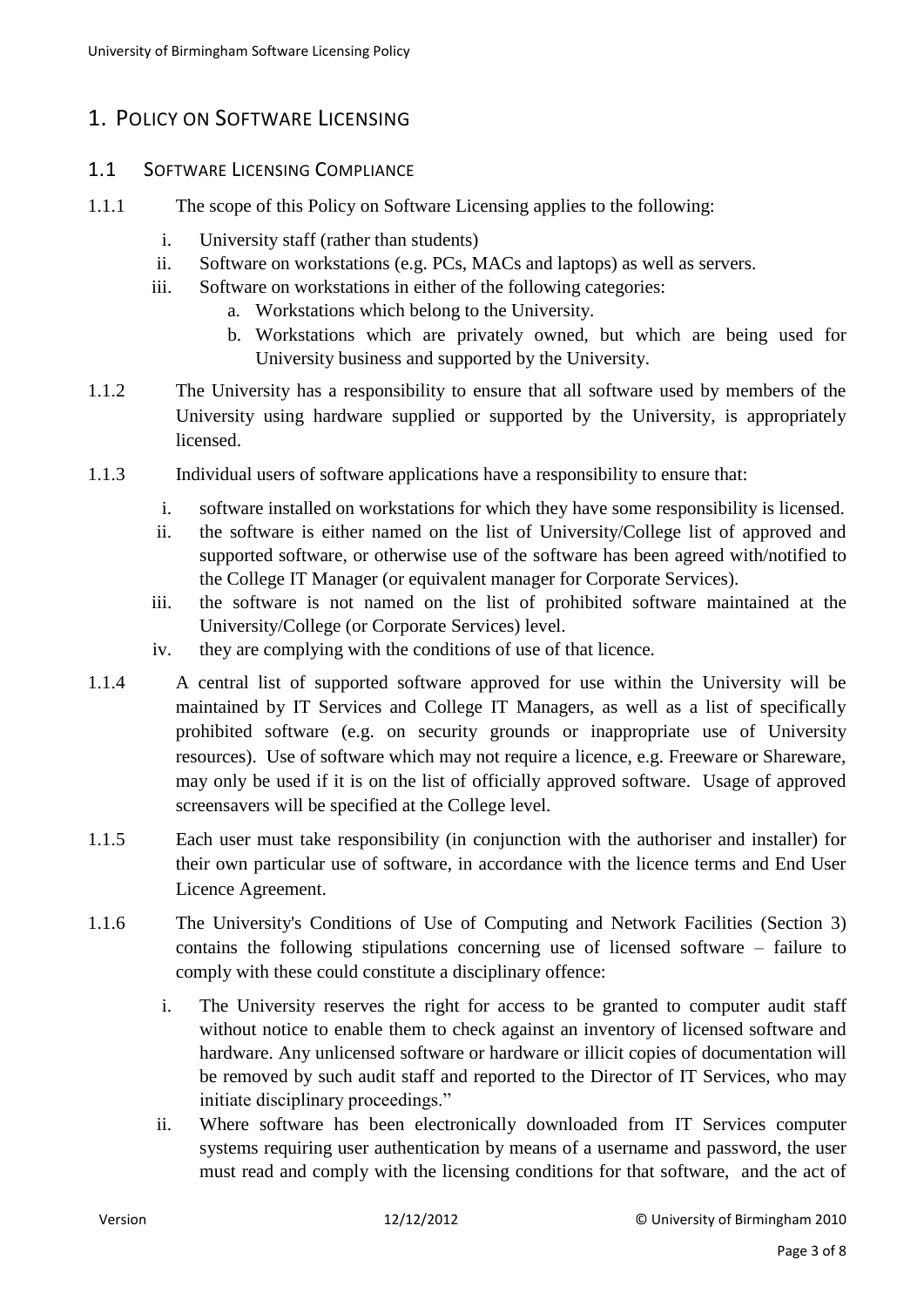# 1. Policy on Software Licensing

## 1.1 Software Licensing Compliance

1.1.1 The scope of this Policy on Software Licensing applies to the following:

i. University staff (rather than students)
ii. Software on workstations (e.g. PCs, MACs and laptops) as well as servers.
iii. Software on workstations in either of the following categories:
   a. Workstations which belong to the University.
   b. Workstations which are privately owned, but which are being used for University business and supported by the University.

1.1.2 The University has a responsibility to ensure that all software used by members of the University using hardware supplied or supported by the University, is appropriately licensed.

1.1.3 Individual users of software applications have a responsibility to ensure that:

i. software installed on workstations for which they have some responsibility is licensed.
ii. the software is either named on the list of University/College list of approved and supported software, or otherwise use of the software has been agreed with/notified to the College IT Manager (or equivalent manager for Corporate Services).
iii. the software is not named on the list of prohibited software maintained at the University/College (or Corporate Services) level.
iv. they are complying with the conditions of use of that licence.

1.1.4 A central list of supported software approved for use within the University will be maintained by IT Services and College IT Managers, as well as a list of specifically prohibited software (e.g. on security grounds or inappropriate use of University resources). Use of software which may not require a licence, e.g. Freeware or Shareware, may only be used if it is on the list of officially approved software. Usage of approved screensavers will be specified at the College level.

1.1.5 Each user must take responsibility (in conjunction with the authoriser and installer) for their own particular use of software, in accordance with the licence terms and End User Licence Agreement.

1.1.6 The University's Conditions of Use of Computing and Network Facilities (Section 3) contains the following stipulations concerning use of licensed software – failure to comply with these could constitute a disciplinary offence:

i. The University reserves the right for access to be granted to computer audit staff without notice to enable them to check against an inventory of licensed software and hardware. Any unlicensed software or hardware or illicit copies of documentation will be removed by such audit staff and reported to the Director of IT Services, who may initiate disciplinary proceedings."
ii. Where software has been electronically downloaded from IT Services computer systems requiring user authentication by means of a username and password, the user must read and comply with the licensing conditions for that software, and the act of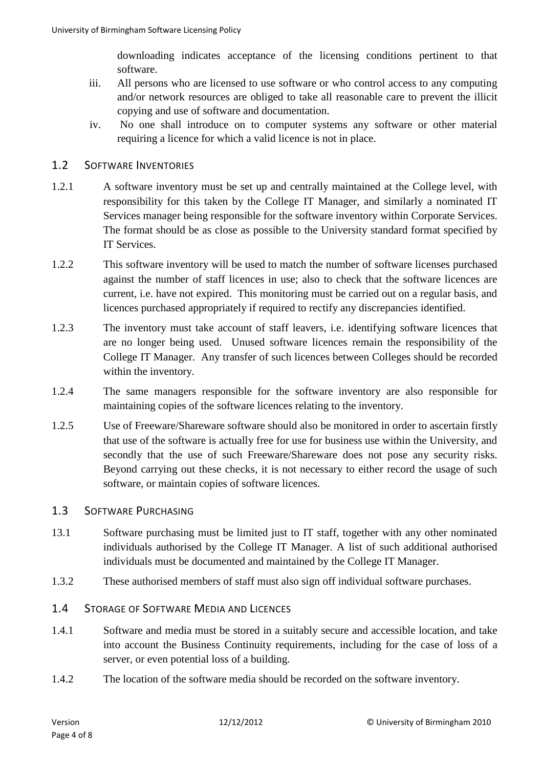downloading indicates acceptance of the licensing conditions pertinent to that software.

iii. All persons who are licensed to use software or who control access to any computing and/or network resources are obliged to take all reasonable care to prevent the illicit copying and use of software and documentation.

iv. No one shall introduce on to computer systems any software or other material requiring a licence for which a valid licence is not in place.

## 1.2 Software Inventories

1.2.1 A software inventory must be set up and centrally maintained at the College level, with responsibility for this taken by the College IT Manager, and similarly a nominated IT Services manager being responsible for the software inventory within Corporate Services. The format should be as close as possible to the University standard format specified by IT Services.

1.2.2 This software inventory will be used to match the number of software licenses purchased against the number of staff licences in use; also to check that the software licences are current, i.e. have not expired. This monitoring must be carried out on a regular basis, and licences purchased appropriately if required to rectify any discrepancies identified.

1.2.3 The inventory must take account of staff leavers, i.e. identifying software licences that are no longer being used. Unused software licences remain the responsibility of the College IT Manager. Any transfer of such licences between Colleges should be recorded within the inventory.

1.2.4 The same managers responsible for the software inventory are also responsible for maintaining copies of the software licences relating to the inventory.

1.2.5 Use of Freeware/Shareware software should also be monitored in order to ascertain firstly that use of the software is actually free for use for business use within the University, and secondly that the use of such Freeware/Shareware does not pose any security risks. Beyond carrying out these checks, it is not necessary to either record the usage of such software, or maintain copies of software licences.

## 1.3 Software Purchasing

13.1 Software purchasing must be limited just to IT staff, together with any other nominated individuals authorised by the College IT Manager. A list of such additional authorised individuals must be documented and maintained by the College IT Manager.

1.3.2 These authorised members of staff must also sign off individual software purchases.

## 1.4 Storage of Software Media and Licences

1.4.1 Software and media must be stored in a suitably secure and accessible location, and take into account the Business Continuity requirements, including for the case of loss of a server, or even potential loss of a building.

1.4.2 The location of the software media should be recorded on the software inventory.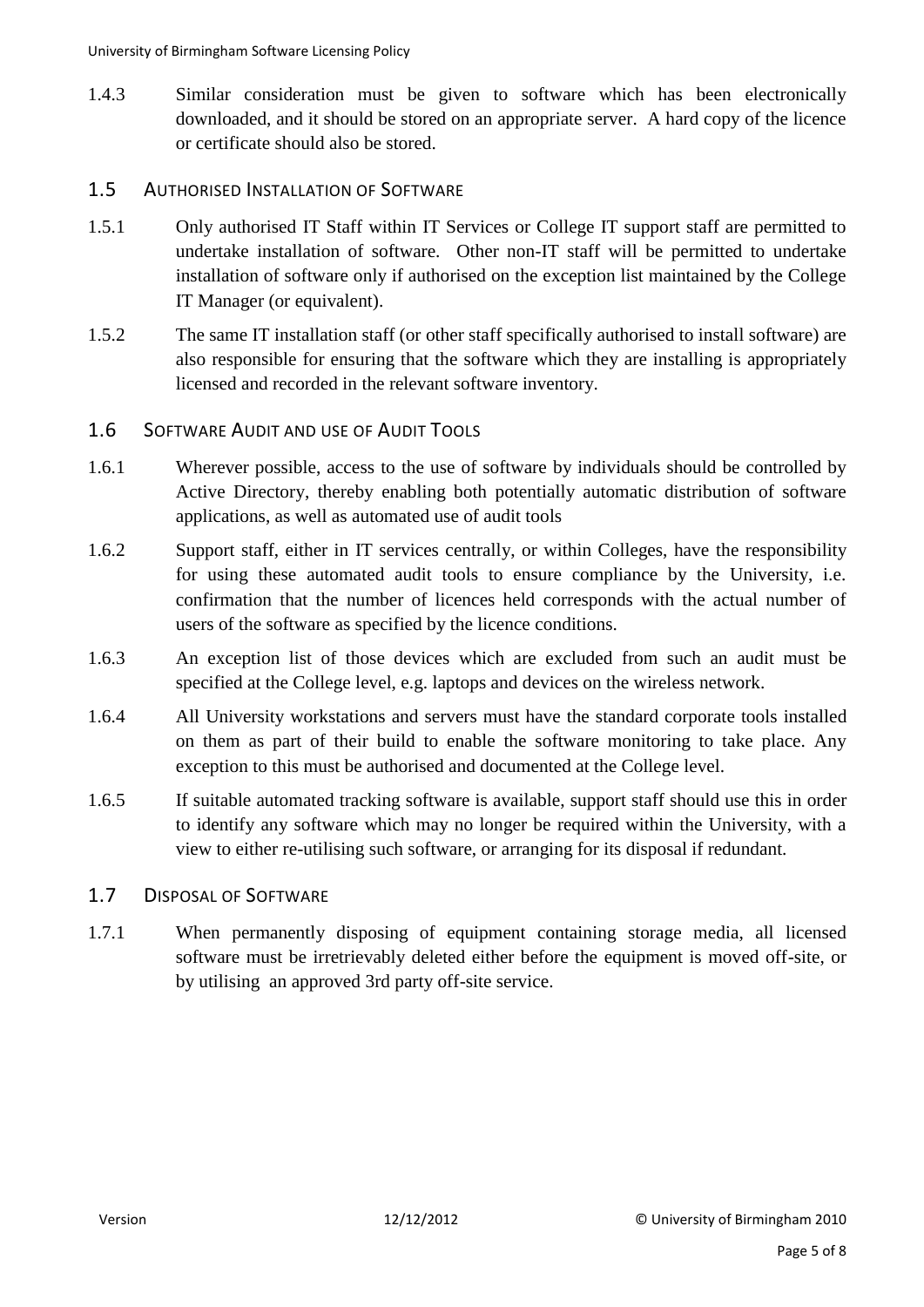1.4.3 Similar consideration must be given to software which has been electronically downloaded, and it should be stored on an appropriate server. A hard copy of the licence or certificate should also be stored.

## 1.5 Authorised Installation of Software

1.5.1 Only authorised IT Staff within IT Services or College IT support staff are permitted to undertake installation of software. Other non-IT staff will be permitted to undertake installation of software only if authorised on the exception list maintained by the College IT Manager (or equivalent).

1.5.2 The same IT installation staff (or other staff specifically authorised to install software) are also responsible for ensuring that the software which they are installing is appropriately licensed and recorded in the relevant software inventory.

## 1.6 Software Audit and use of Audit Tools

1.6.1 Wherever possible, access to the use of software by individuals should be controlled by Active Directory, thereby enabling both potentially automatic distribution of software applications, as well as automated use of audit tools

1.6.2 Support staff, either in IT services centrally, or within Colleges, have the responsibility for using these automated audit tools to ensure compliance by the University, i.e. confirmation that the number of licences held corresponds with the actual number of users of the software as specified by the licence conditions.

1.6.3 An exception list of those devices which are excluded from such an audit must be specified at the College level, e.g. laptops and devices on the wireless network.

1.6.4 All University workstations and servers must have the standard corporate tools installed on them as part of their build to enable the software monitoring to take place. Any exception to this must be authorised and documented at the College level.

1.6.5 If suitable automated tracking software is available, support staff should use this in order to identify any software which may no longer be required within the University, with a view to either re-utilising such software, or arranging for its disposal if redundant.

## 1.7 Disposal of Software

1.7.1 When permanently disposing of equipment containing storage media, all licensed software must be irretrievably deleted either before the equipment is moved off-site, or by utilising an approved 3rd party off-site service.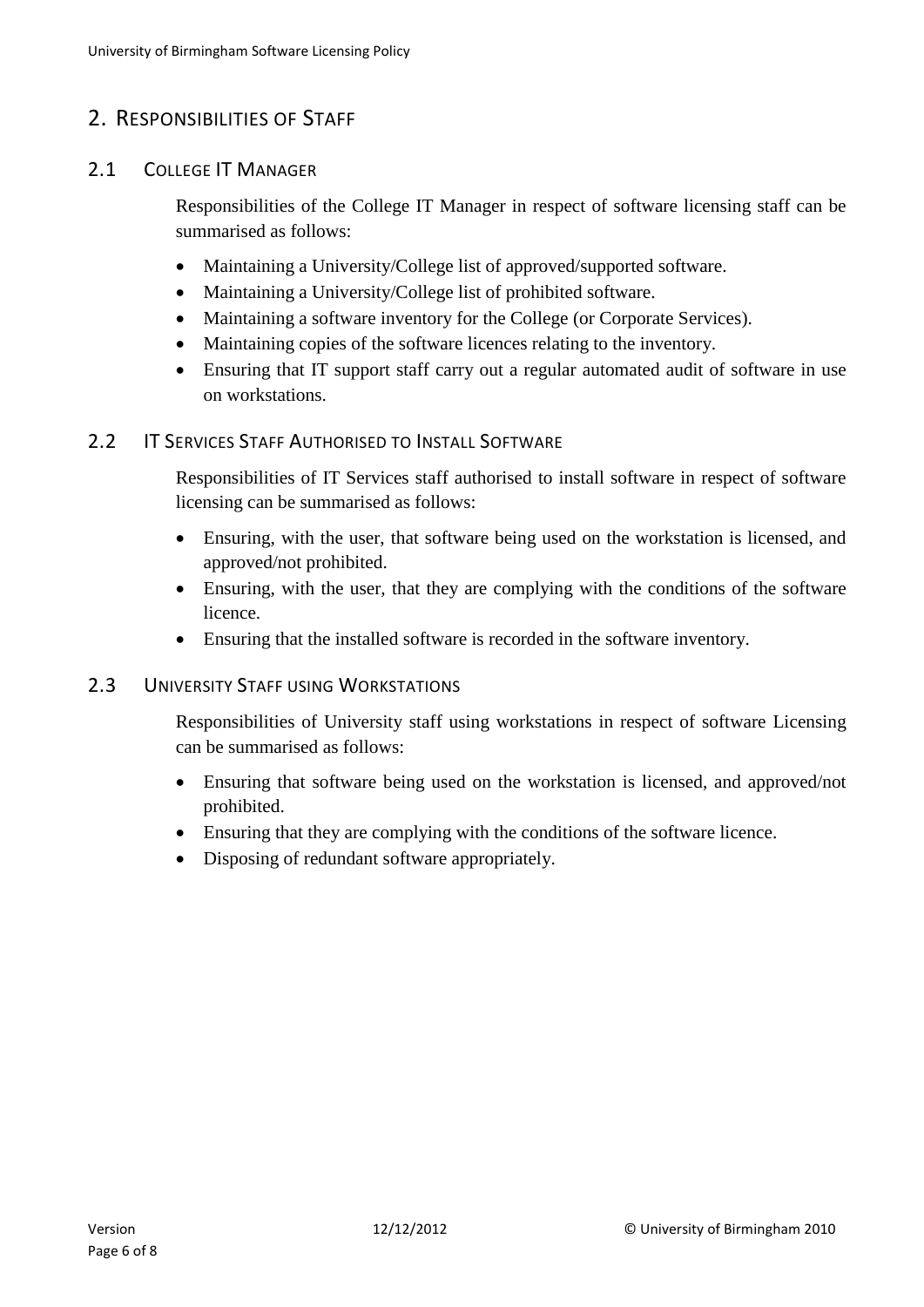## 2. Responsibilities of Staff

### 2.1 College IT Manager

Responsibilities of the College IT Manager in respect of software licensing staff can be summarised as follows:

- Maintaining a University/College list of approved/supported software.
- Maintaining a University/College list of prohibited software.
- Maintaining a software inventory for the College (or Corporate Services).
- Maintaining copies of the software licences relating to the inventory.
- Ensuring that IT support staff carry out a regular automated audit of software in use on workstations.

### 2.2 IT Services Staff Authorised to Install Software

Responsibilities of IT Services staff authorised to install software in respect of software licensing can be summarised as follows:

- Ensuring, with the user, that software being used on the workstation is licensed, and approved/not prohibited.
- Ensuring, with the user, that they are complying with the conditions of the software licence.
- Ensuring that the installed software is recorded in the software inventory.

### 2.3 University Staff using Workstations

Responsibilities of University staff using workstations in respect of software Licensing can be summarised as follows:

- Ensuring that software being used on the workstation is licensed, and approved/not prohibited.
- Ensuring that they are complying with the conditions of the software licence.
- Disposing of redundant software appropriately.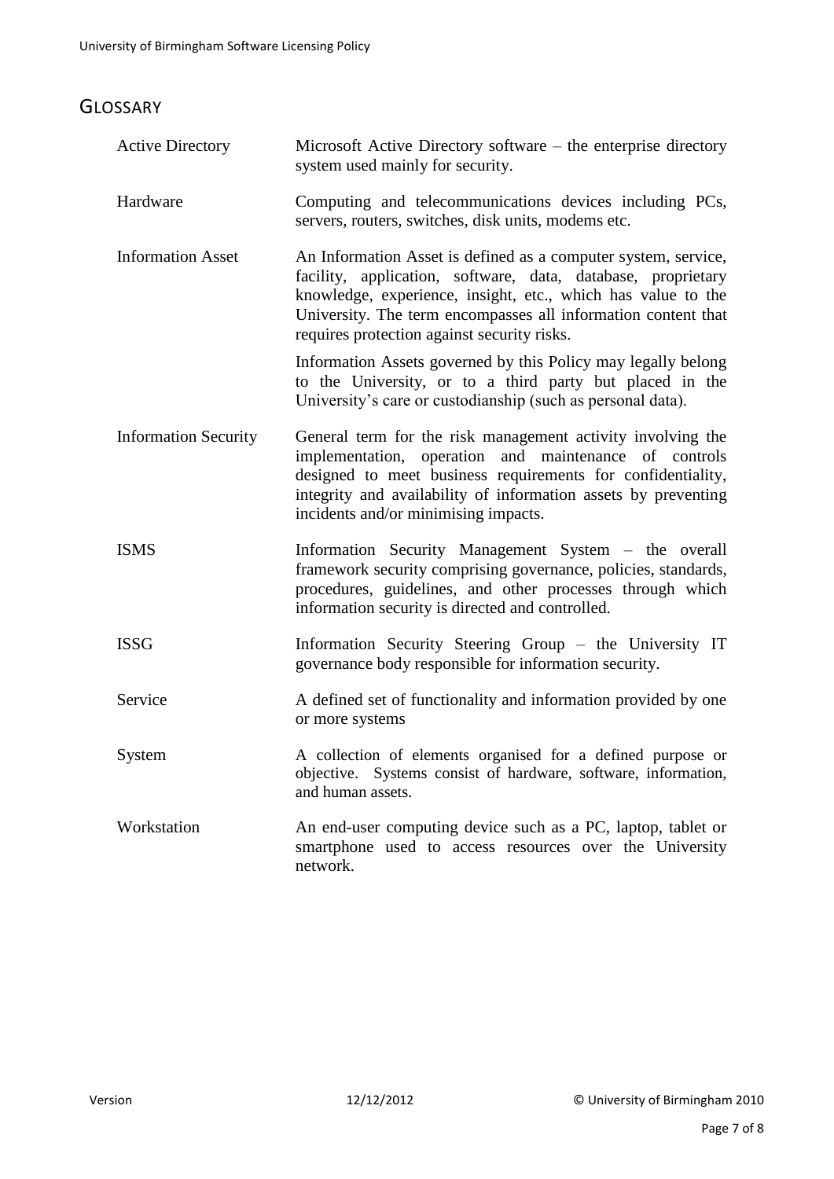## Glossary

| | |
|---|---|
| Active Directory | Microsoft Active Directory software – the enterprise directory system used mainly for security. |
| Hardware | Computing and telecommunications devices including PCs, servers, routers, switches, disk units, modems etc. |
| Information Asset | An Information Asset is defined as a computer system, service, facility, application, software, data, database, proprietary knowledge, experience, insight, etc., which has value to the University. The term encompasses all information content that requires protection against security risks.<br><br>Information Assets governed by this Policy may legally belong to the University, or to a third party but placed in the University's care or custodianship (such as personal data). |
| Information Security | General term for the risk management activity involving the implementation, operation and maintenance of controls designed to meet business requirements for confidentiality, integrity and availability of information assets by preventing incidents and/or minimising impacts. |
| ISMS | Information Security Management System – the overall framework security comprising governance, policies, standards, procedures, guidelines, and other processes through which information security is directed and controlled. |
| ISSG | Information Security Steering Group – the University IT governance body responsible for information security. |
| Service | A defined set of functionality and information provided by one or more systems |
| System | A collection of elements organised for a defined purpose or objective. Systems consist of hardware, software, information, and human assets. |
| Workstation | An end-user computing device such as a PC, laptop, tablet or smartphone used to access resources over the University network. |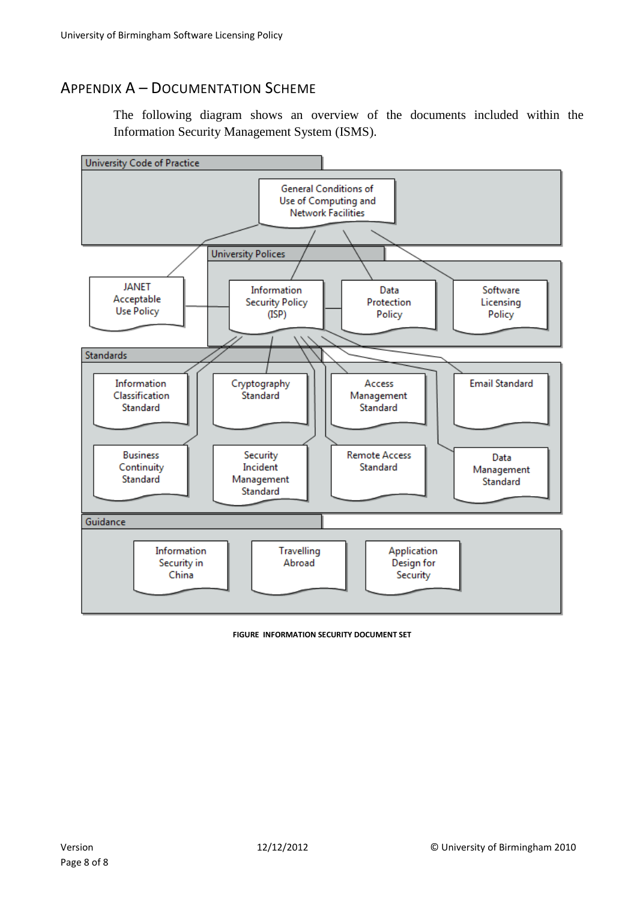## Appendix A – Documentation Scheme

The following diagram shows an overview of the documents included within the Information Security Management System (ISMS).

University Code of Practice

General Conditions of Use of Computing and Network Facilities

University Polices

JANET Acceptable Use Policy

Information Security Policy (ISP)

Data Protection Policy

Software Licensing Policy

Standards

Information Classification Standard

Cryptography Standard

Access Management Standard

Email Standard

Business Continuity Standard

Security Incident Management Standard

Remote Access Standard

Data Management Standard

Guidance

Information Security in China

Travelling Abroad

Application Design for Security

FIGURE INFORMATION SECURITY DOCUMENT SET